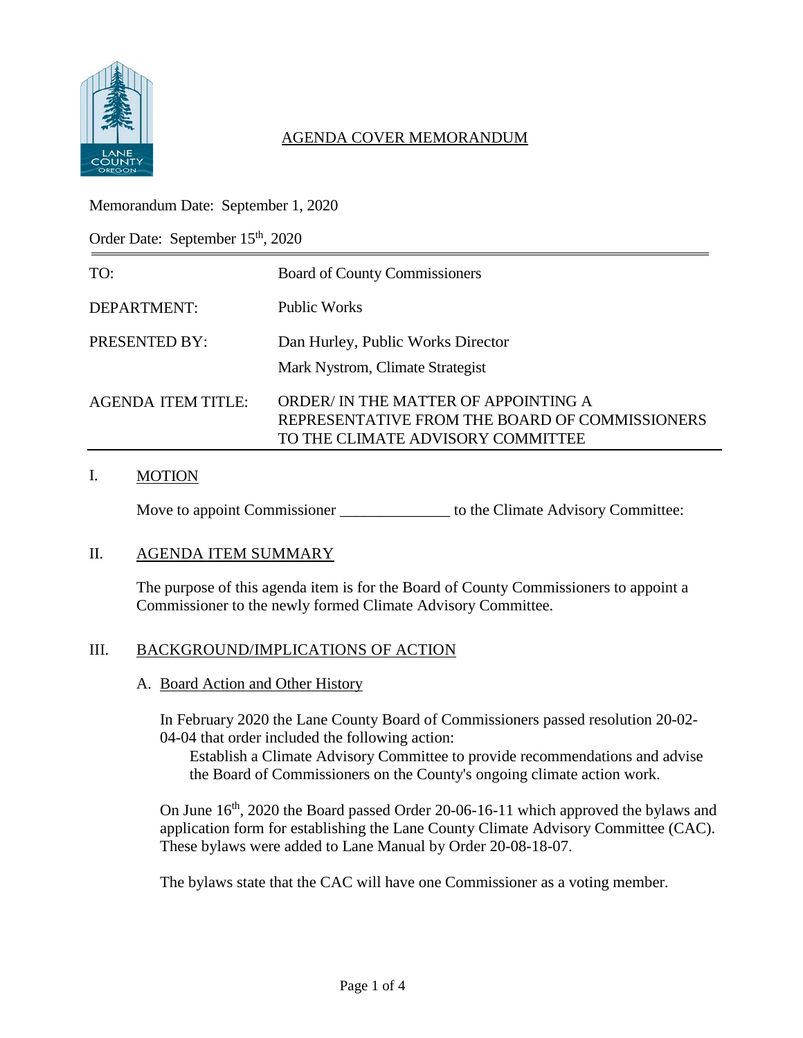# AGENDA COVER MEMORANDUM

Memorandum Date: September 1, 2020

Order Date: September 15th, 2020

| | |
|---|---|
| TO: | Board of County Commissioners |
| DEPARTMENT: | Public Works |
| PRESENTED BY: | Dan Hurley, Public Works Director<br>Mark Nystrom, Climate Strategist |
| AGENDA ITEM TITLE: | ORDER/ IN THE MATTER OF APPOINTING A REPRESENTATIVE FROM THE BOARD OF COMMISSIONERS TO THE CLIMATE ADVISORY COMMITTEE |

## I. MOTION

Move to appoint Commissioner ______________ to the Climate Advisory Committee:

## II. AGENDA ITEM SUMMARY

The purpose of this agenda item is for the Board of County Commissioners to appoint a Commissioner to the newly formed Climate Advisory Committee.

## III. BACKGROUND/IMPLICATIONS OF ACTION

### A. Board Action and Other History

In February 2020 the Lane County Board of Commissioners passed resolution 20-02-04-04 that order included the following action:

> Establish a Climate Advisory Committee to provide recommendations and advise the Board of Commissioners on the County's ongoing climate action work.

On June 16th, 2020 the Board passed Order 20-06-16-11 which approved the bylaws and application form for establishing the Lane County Climate Advisory Committee (CAC). These bylaws were added to Lane Manual by Order 20-08-18-07.

The bylaws state that the CAC will have one Commissioner as a voting member.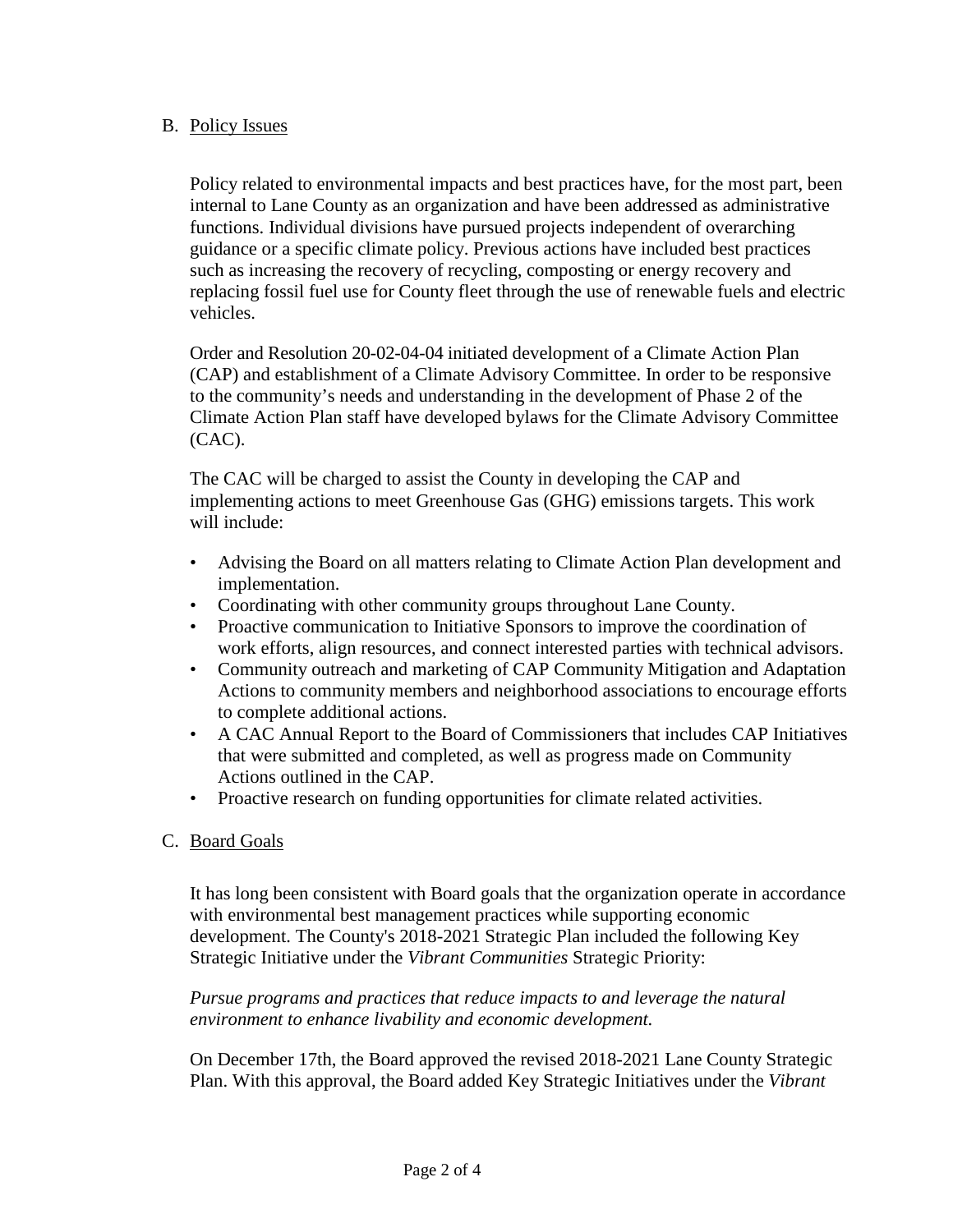## B. Policy Issues

Policy related to environmental impacts and best practices have, for the most part, been internal to Lane County as an organization and have been addressed as administrative functions. Individual divisions have pursued projects independent of overarching guidance or a specific climate policy. Previous actions have included best practices such as increasing the recovery of recycling, composting or energy recovery and replacing fossil fuel use for County fleet through the use of renewable fuels and electric vehicles.

Order and Resolution 20-02-04-04 initiated development of a Climate Action Plan (CAP) and establishment of a Climate Advisory Committee. In order to be responsive to the community's needs and understanding in the development of Phase 2 of the Climate Action Plan staff have developed bylaws for the Climate Advisory Committee (CAC).

The CAC will be charged to assist the County in developing the CAP and implementing actions to meet Greenhouse Gas (GHG) emissions targets. This work will include:

- Advising the Board on all matters relating to Climate Action Plan development and implementation.
- Coordinating with other community groups throughout Lane County.
- Proactive communication to Initiative Sponsors to improve the coordination of work efforts, align resources, and connect interested parties with technical advisors.
- Community outreach and marketing of CAP Community Mitigation and Adaptation Actions to community members and neighborhood associations to encourage efforts to complete additional actions.
- A CAC Annual Report to the Board of Commissioners that includes CAP Initiatives that were submitted and completed, as well as progress made on Community Actions outlined in the CAP.
- Proactive research on funding opportunities for climate related activities.

## C. Board Goals

It has long been consistent with Board goals that the organization operate in accordance with environmental best management practices while supporting economic development. The County's 2018-2021 Strategic Plan included the following Key Strategic Initiative under the *Vibrant Communities* Strategic Priority:

*Pursue programs and practices that reduce impacts to and leverage the natural environment to enhance livability and economic development.*

On December 17th, the Board approved the revised 2018-2021 Lane County Strategic Plan. With this approval, the Board added Key Strategic Initiatives under the *Vibrant*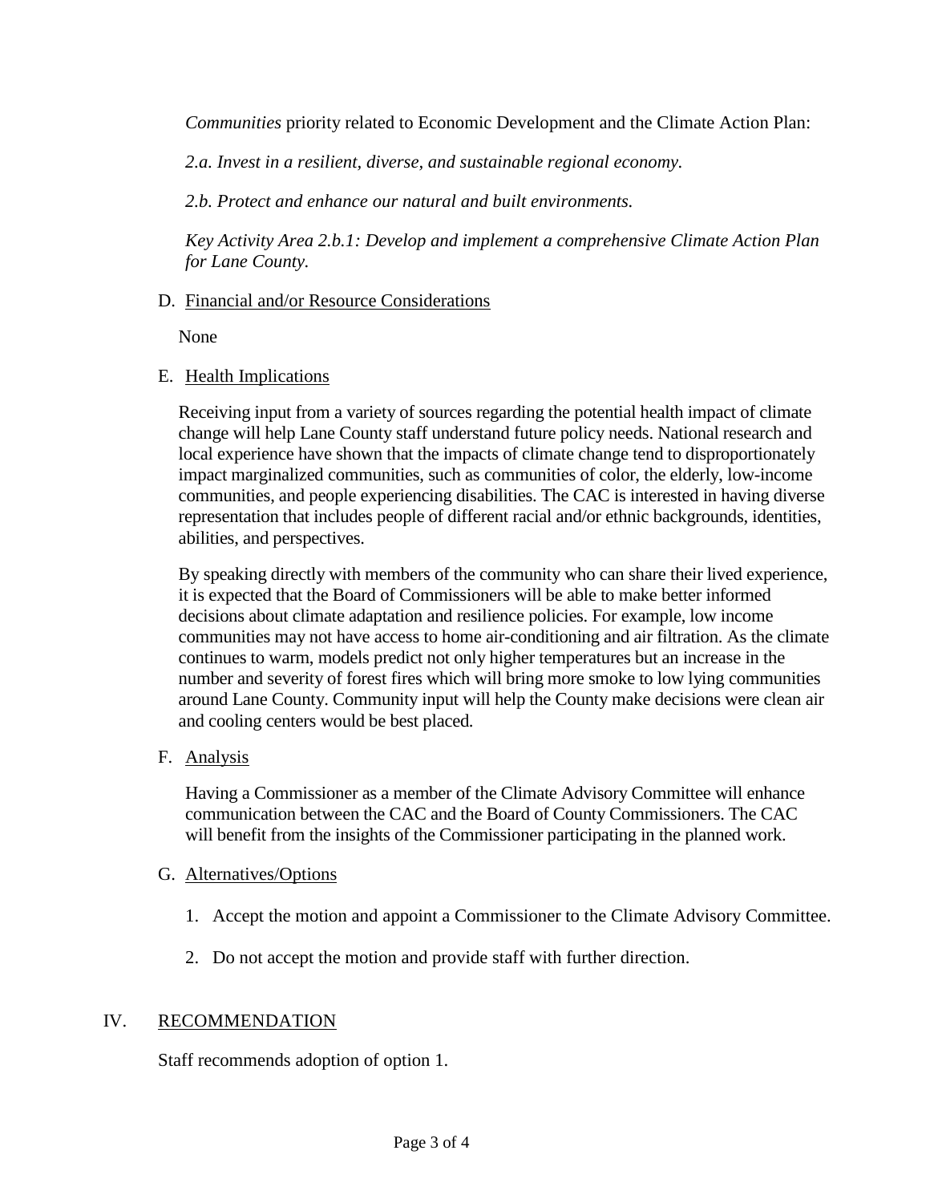*Communities* priority related to Economic Development and the Climate Action Plan:

*2.a. Invest in a resilient, diverse, and sustainable regional economy.*

*2.b. Protect and enhance our natural and built environments.*

*Key Activity Area 2.b.1: Develop and implement a comprehensive Climate Action Plan for Lane County.*

D. Financial and/or Resource Considerations

None

E. Health Implications

Receiving input from a variety of sources regarding the potential health impact of climate change will help Lane County staff understand future policy needs. National research and local experience have shown that the impacts of climate change tend to disproportionately impact marginalized communities, such as communities of color, the elderly, low-income communities, and people experiencing disabilities. The CAC is interested in having diverse representation that includes people of different racial and/or ethnic backgrounds, identities, abilities, and perspectives.

By speaking directly with members of the community who can share their lived experience, it is expected that the Board of Commissioners will be able to make better informed decisions about climate adaptation and resilience policies. For example, low income communities may not have access to home air-conditioning and air filtration. As the climate continues to warm, models predict not only higher temperatures but an increase in the number and severity of forest fires which will bring more smoke to low lying communities around Lane County. Community input will help the County make decisions were clean air and cooling centers would be best placed.

F. Analysis

Having a Commissioner as a member of the Climate Advisory Committee will enhance communication between the CAC and the Board of County Commissioners. The CAC will benefit from the insights of the Commissioner participating in the planned work.

G. Alternatives/Options

1. Accept the motion and appoint a Commissioner to the Climate Advisory Committee.

2. Do not accept the motion and provide staff with further direction.

## IV. RECOMMENDATION

Staff recommends adoption of option 1.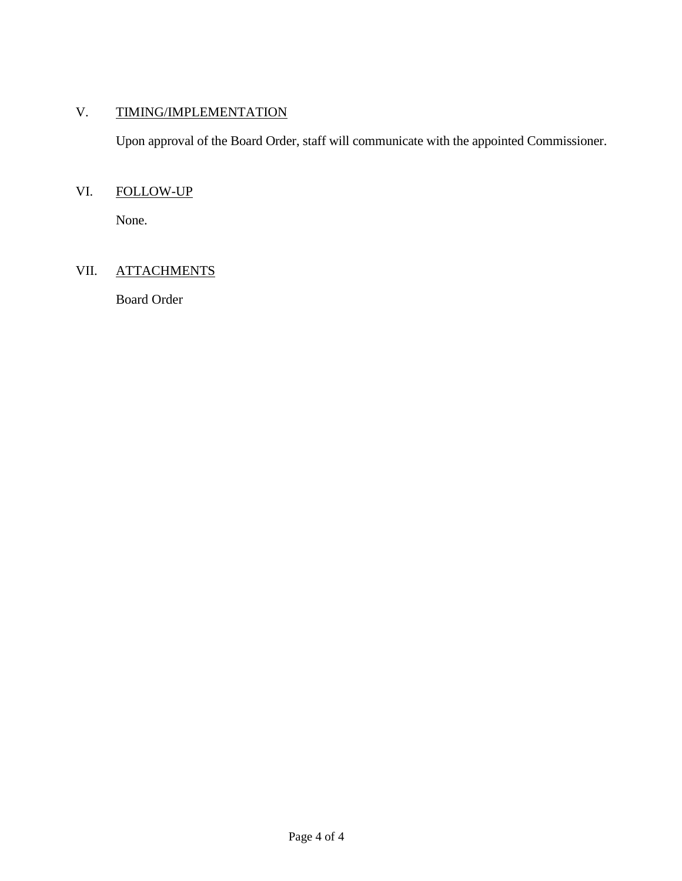## V. TIMING/IMPLEMENTATION

Upon approval of the Board Order, staff will communicate with the appointed Commissioner.

## VI. FOLLOW-UP

None.

## VII. ATTACHMENTS

Board Order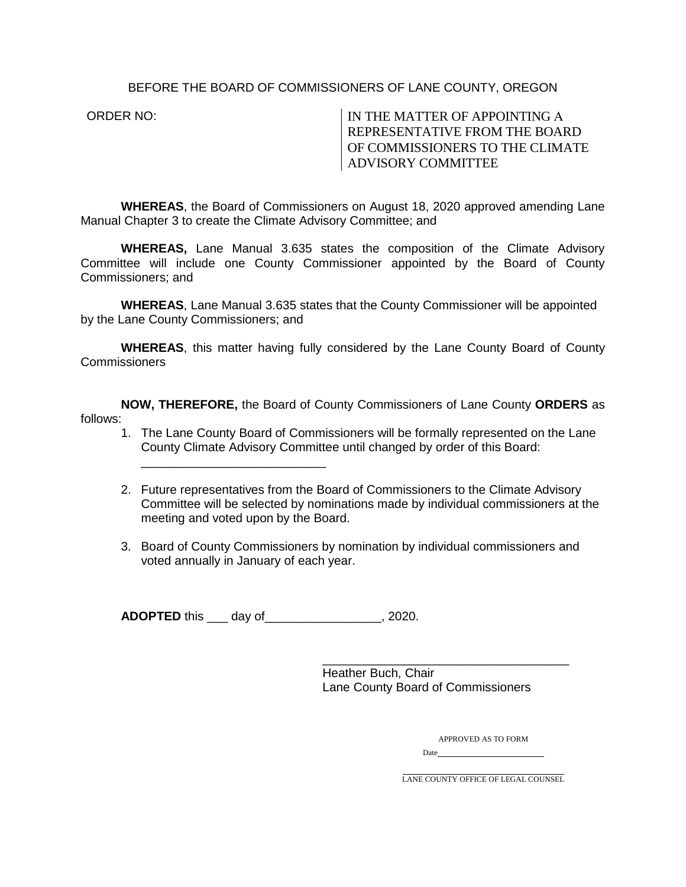BEFORE THE BOARD OF COMMISSIONERS OF LANE COUNTY, OREGON

ORDER NO:

IN THE MATTER OF APPOINTING A REPRESENTATIVE FROM THE BOARD OF COMMISSIONERS TO THE CLIMATE ADVISORY COMMITTEE

**WHEREAS**, the Board of Commissioners on August 18, 2020 approved amending Lane Manual Chapter 3 to create the Climate Advisory Committee; and

**WHEREAS,** Lane Manual 3.635 states the composition of the Climate Advisory Committee will include one County Commissioner appointed by the Board of County Commissioners; and

**WHEREAS**, Lane Manual 3.635 states that the County Commissioner will be appointed by the Lane County Commissioners; and

**WHEREAS**, this matter having fully considered by the Lane County Board of County Commissioners

**NOW, THEREFORE,** the Board of County Commissioners of Lane County **ORDERS** as follows:

1. The Lane County Board of Commissioners will be formally represented on the Lane County Climate Advisory Committee until changed by order of this Board: ___________________________

2. Future representatives from the Board of Commissioners to the Climate Advisory Committee will be selected by nominations made by individual commissioners at the meeting and voted upon by the Board.

3. Board of County Commissioners by nomination by individual commissioners and voted annually in January of each year.

**ADOPTED** this ___ day of_________________, 2020.

_____________________________________
Heather Buch, Chair
Lane County Board of Commissioners

APPROVED AS TO FORM

Date_______________________

_____________________________________
LANE COUNTY OFFICE OF LEGAL COUNSEL